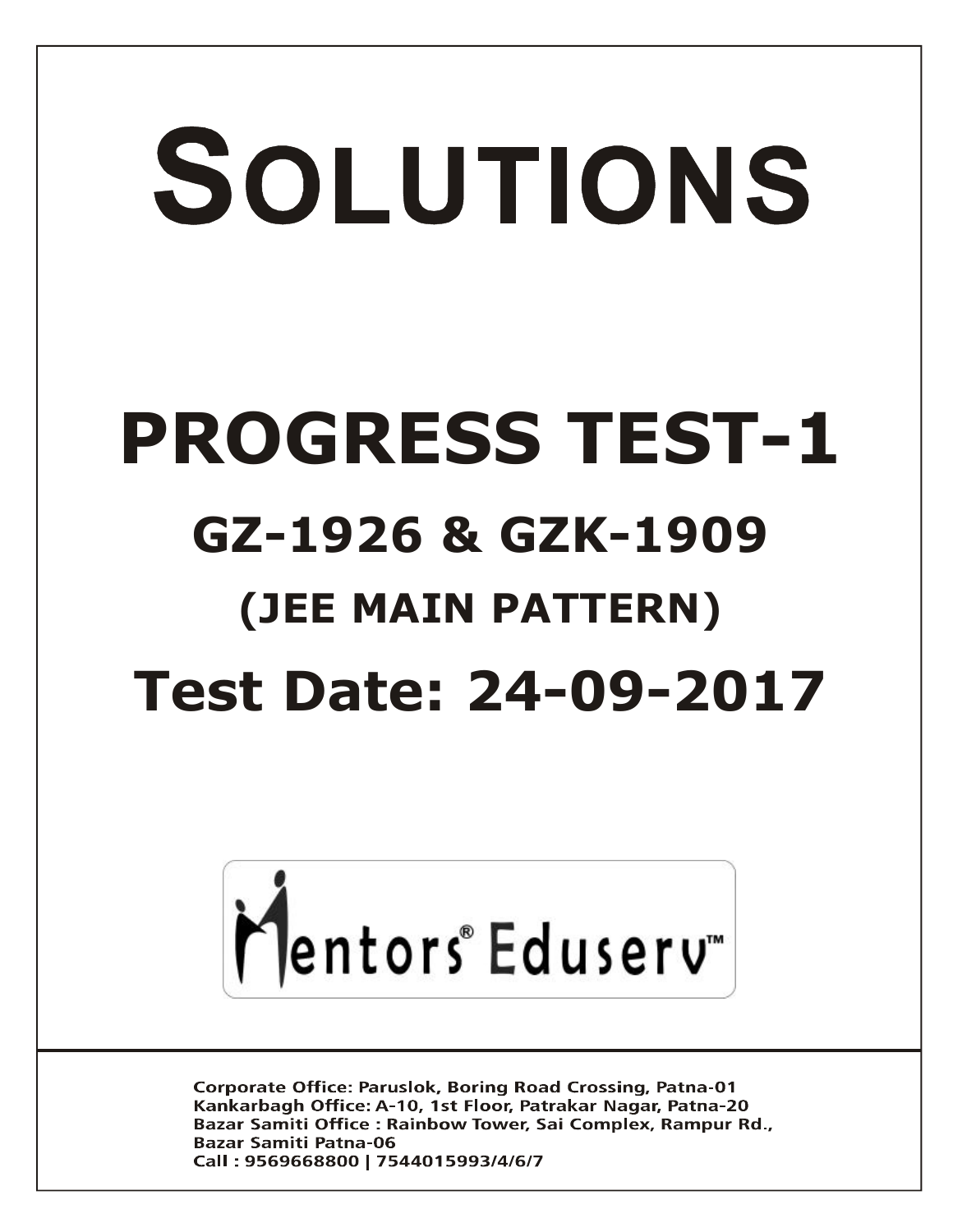# SOLUTIONS

# PROGRESS TEST-1

## GZ-1926 & GZK-1909

## (JEE MAIN PATTERN)

## Test Date: 24-09-2017

Mentors® Eduserv™

**Corporate Office: Paruslok, Boring Road Crossing, Patna-01**
**Kankarbagh Office: A-10, 1st Floor, Patrakar Nagar, Patna-20**
**Bazar Samiti Office : Rainbow Tower, Sai Complex, Rampur Rd., Bazar Samiti Patna-06**
**Call : 9569668800 | 7544015993/4/6/7**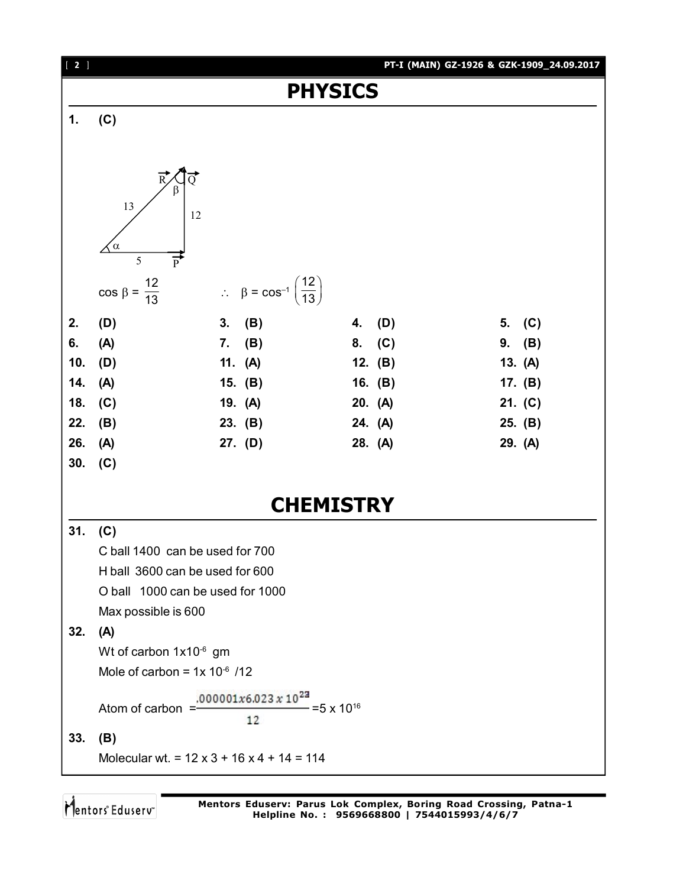# PHYSICS

**1. (C)**

$\cos \beta = \frac{12}{13}$ $\therefore \beta = \cos^{-1}\left(\frac{12}{13}\right)$

| | | | |
|---|---|---|---|
| **2. (D)** | **3. (B)** | **4. (D)** | **5. (C)** |
| **6. (A)** | **7. (B)** | **8. (C)** | **9. (B)** |
| **10. (D)** | **11. (A)** | **12. (B)** | **13. (A)** |
| **14. (A)** | **15. (B)** | **16. (B)** | **17. (B)** |
| **18. (C)** | **19. (A)** | **20. (A)** | **21. (C)** |
| **22. (B)** | **23. (B)** | **24. (A)** | **25. (B)** |
| **26. (A)** | **27. (D)** | **28. (A)** | **29. (A)** |
| **30. (C)** | | | |

# CHEMISTRY

**31. (C)**

C ball 1400 can be used for 700

H ball 3600 can be used for 600

O ball 1000 can be used for 1000

Max possible is 600

**32. (A)**

Wt of carbon $1 \times 10^{-6}$ gm

Mole of carbon = $1 \times 10^{-6} / 12$

Atom of carbon $= \frac{.000001 x 6.023 \times 10^{23}}{12} = 5 \times 10^{16}$

**33. (B)**

Molecular wt. = 12 x 3 + 16 x 4 + 14 = 114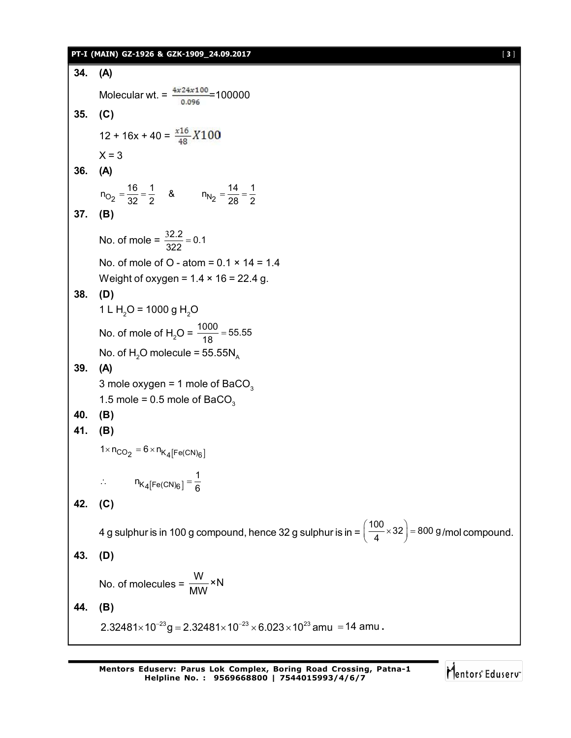**34. (A)**

Molecular wt. = $\frac{4x24x100}{0.096}$=100000

**35. (C)**

12 + 16x + 40 = $\frac{x16}{48}X100$

X = 3

**36. (A)**

$n_{O_2} = \frac{16}{32} = \frac{1}{2}$ & $n_{N_2} = \frac{14}{28} = \frac{1}{2}$

**37. (B)**

No. of mole = $\frac{32.2}{322} = 0.1$

No. of mole of O - atom = 0.1 × 14 = 1.4

Weight of oxygen = 1.4 × 16 = 22.4 g.

**38. (D)**

1 L $H_2O$ = 1000 g $H_2O$

No. of mole of $H_2O$ = $\frac{1000}{18} = 55.55$

No. of $H_2O$ molecule = $55.55N_A$

**39. (A)**

3 mole oxygen = 1 mole of $BaCO_3$

1.5 mole = 0.5 mole of $BaCO_3$

**40. (B)**

**41. (B)**

$1 \times n_{CO_2} = 6 \times n_{K_4[Fe(CN)_6]}$

$\therefore$ $n_{K_4[Fe(CN)_6]} = \frac{1}{6}$

**42. (C)**

4 g sulphur is in 100 g compound, hence 32 g sulphur is in = $\left(\frac{100}{4} \times 32\right) = 800$ g/mol compound.

**43. (D)**

No. of molecules = $\frac{W}{MW} \times N$

**44. (B)**

$2.32481 \times 10^{-23} g = 2.32481 \times 10^{-23} \times 6.023 \times 10^{23}$ amu $= 14$ amu.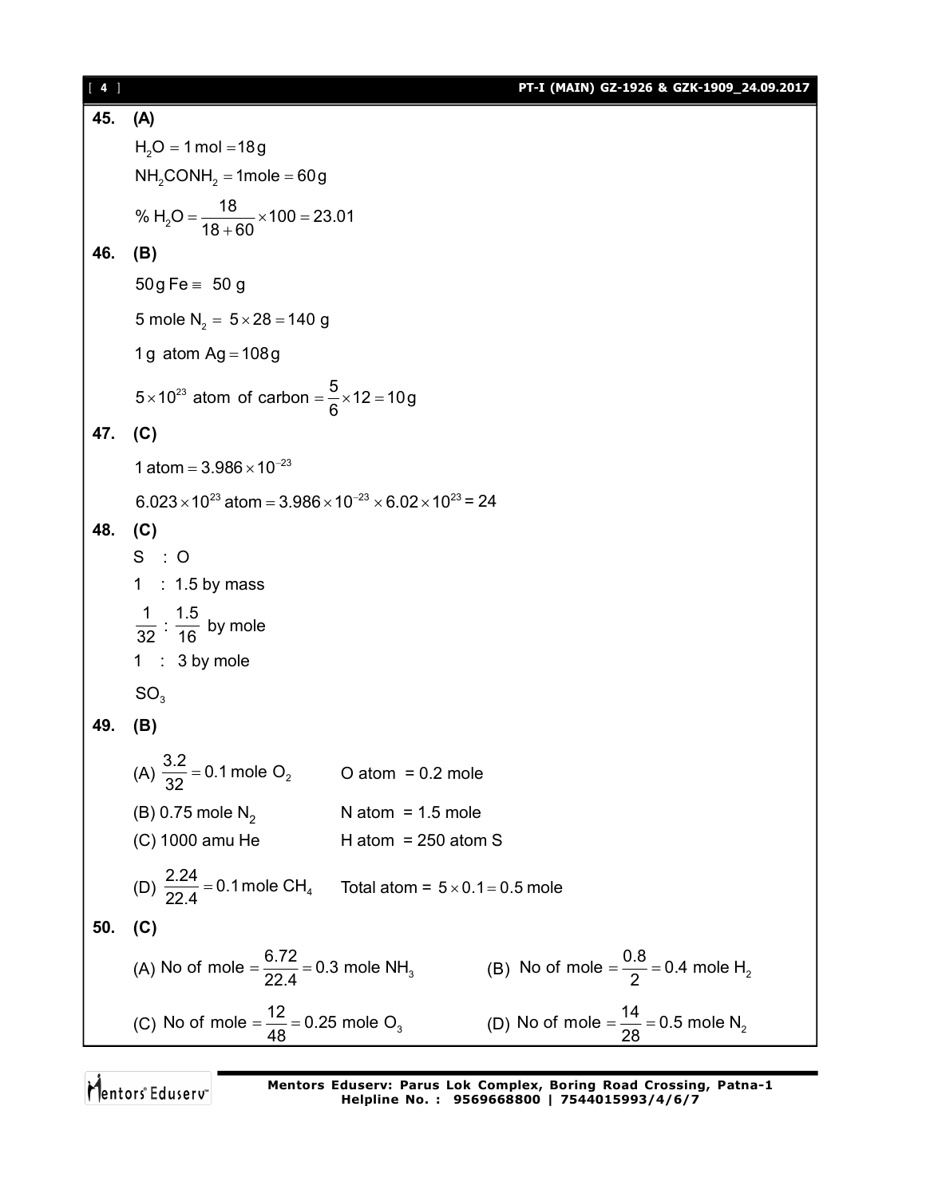**45. (A)**

$H_2O = 1\text{ mol} = 18\text{ g}$

$NH_2CONH_2 = 1\text{mole} = 60\text{ g}$

$\%\ H_2O = \dfrac{18}{18+60} \times 100 = 23.01$

**46. (B)**

$50\text{ g Fe} \equiv 50\text{ g}$

$5\text{ mole } N_2 = 5 \times 28 = 140\text{ g}$

$1\text{ g atom Ag} = 108\text{ g}$

$5 \times 10^{23}\text{ atom of carbon} = \dfrac{5}{6} \times 12 = 10\text{ g}$

**47. (C)**

$1\text{ atom} = 3.986 \times 10^{-23}$

$6.023 \times 10^{23}\text{ atom} = 3.986 \times 10^{-23} \times 6.02 \times 10^{23} = 24$

**48. (C)**

S : O

1 : 1.5 by mass

$\dfrac{1}{32} : \dfrac{1.5}{16}$ by mole

1 : 3 by mole

$SO_3$

**49. (B)**

(A) $\dfrac{3.2}{32} = 0.1\text{ mole } O_2$ O atom = 0.2 mole

(B) 0.75 mole $N_2$ N atom = 1.5 mole

(C) 1000 amu He H atom = 250 atom S

(D) $\dfrac{2.24}{22.4} = 0.1\text{ mole } CH_4$ Total atom = $5 \times 0.1 = 0.5$ mole

**50. (C)**

(A) No of mole $= \dfrac{6.72}{22.4} = 0.3\text{ mole } NH_3$

(B) No of mole $= \dfrac{0.8}{2} = 0.4\text{ mole } H_2$

(C) No of mole $= \dfrac{12}{48} = 0.25\text{ mole } O_3$

(D) No of mole $= \dfrac{14}{28} = 0.5\text{ mole } N_2$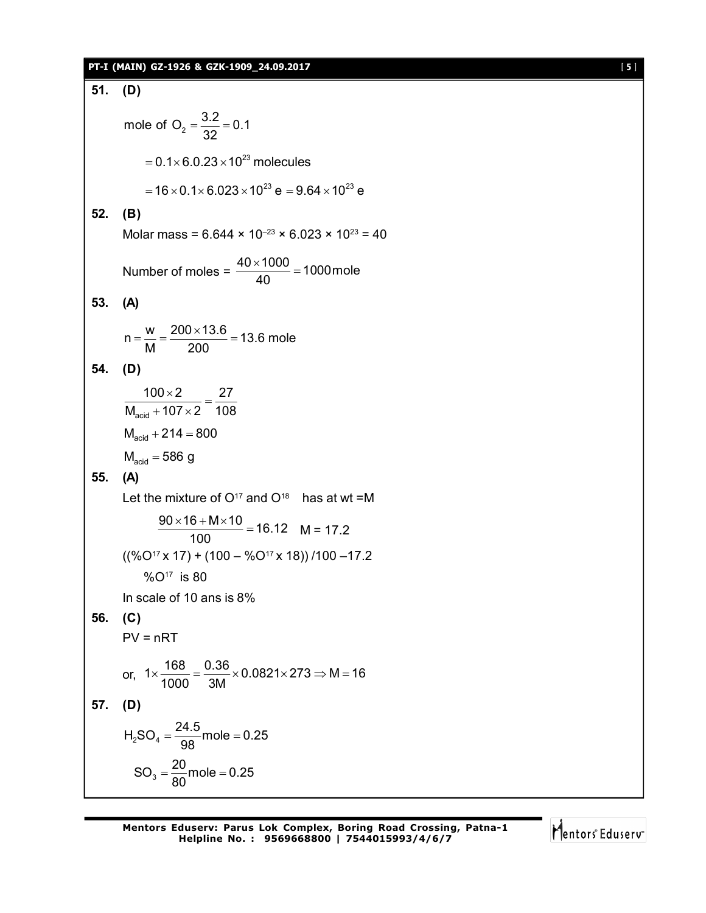**51. (D)**

mole of $O_2 = \frac{3.2}{32} = 0.1$

$= 0.1 \times 6.0.23 \times 10^{23}$ molecules

$= 16 \times 0.1 \times 6.023 \times 10^{23}$ e $= 9.64 \times 10^{23}$ e

**52. (B)**

Molar mass = $6.644 \times 10^{-23} \times 6.023 \times 10^{23} = 40$

Number of moles = $\frac{40 \times 1000}{40} = 1000$ mole

**53. (A)**

$n = \frac{w}{M} = \frac{200 \times 13.6}{200} = 13.6$ mole

**54. (D)**

$\frac{100 \times 2}{M_{acid} + 107 \times 2} = \frac{27}{108}$

$M_{acid} + 214 = 800$

$M_{acid} = 586$ g

**55. (A)**

Let the mixture of $O^{17}$ and $O^{18}$ has at wt =M

$\frac{90 \times 16 + M \times 10}{100} = 16.12$ M = 17.2

$((\%O^{17} \times 17) + (100 - \%O^{17} \times 18))/100 - 17.2$

$\%O^{17}$ is 80

In scale of 10 ans is 8%

**56. (C)**

PV = nRT

or, $1 \times \frac{168}{1000} = \frac{0.36}{3M} \times 0.0821 \times 273 \Rightarrow M = 16$

**57. (D)**

$H_2SO_4 = \frac{24.5}{98}$mole $= 0.25$

$SO_3 = \frac{20}{80}$mole $= 0.25$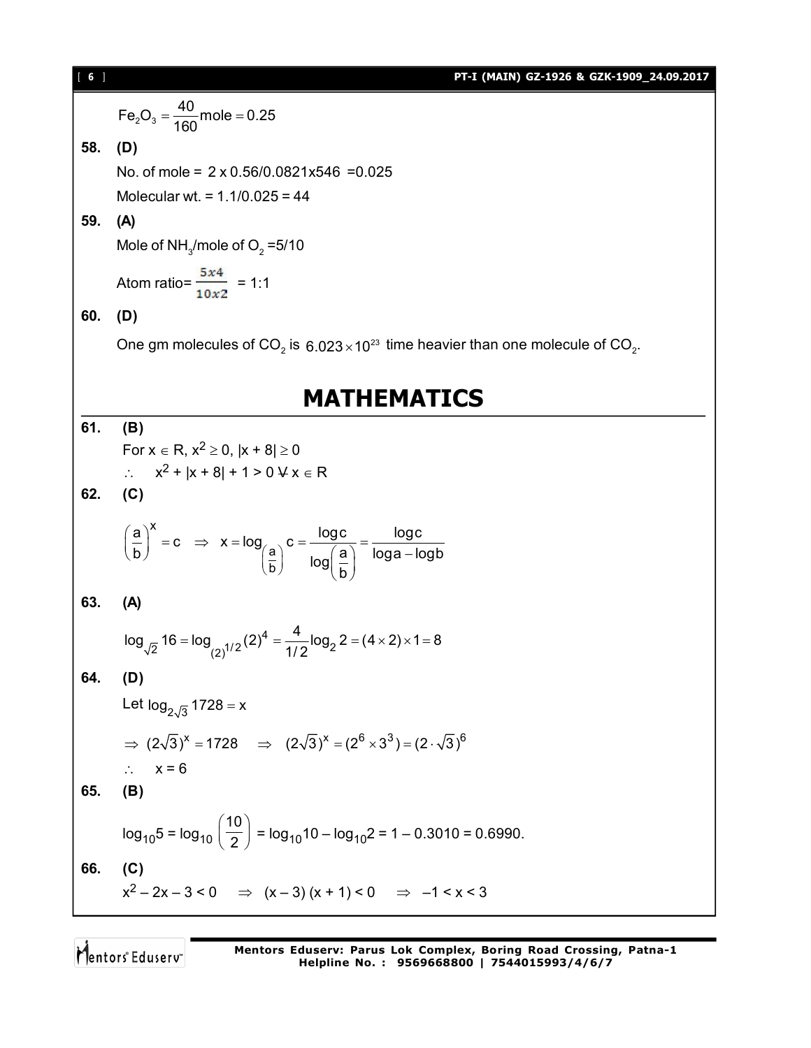$Fe_2O_3 = \frac{40}{160}\text{mole} = 0.25$

**58. (D)**

No. of mole = 2 x 0.56/0.0821x546 =0.025

Molecular wt. = 1.1/0.025 = 44

**59. (A)**

Mole of $NH_3$/mole of $O_2$ =5/10

Atom ratio= $\frac{5x4}{10x2}$ = 1:1

**60. (D)**

One gm molecules of $CO_2$ is $6.023 \times 10^{23}$ time heavier than one molecule of $CO_2$.

# MATHEMATICS

**61. (B)**

For $x \in R$, $x^2 \geq 0$, $|x + 8| \geq 0$

$\therefore \quad x^2 + |x + 8| + 1 > 0 \ \forall \ x \in R$

**62. (C)**

$$\left(\frac{a}{b}\right)^x = c \Rightarrow x = \log_{\left(\frac{a}{b}\right)} c = \frac{\log c}{\log\left(\frac{a}{b}\right)} = \frac{\log c}{\log a - \log b}$$

**63. (A)**

$$\log_{\sqrt{2}} 16 = \log_{(2)^{1/2}} (2)^4 = \frac{4}{1/2}\log_2 2 = (4 \times 2) \times 1 = 8$$

**64. (D)**

Let $\log_{2\sqrt{3}} 1728 = x$

$\Rightarrow (2\sqrt{3})^x = 1728 \quad \Rightarrow \quad (2\sqrt{3})^x = (2^6 \times 3^3) = (2 \cdot \sqrt{3})^6$

$\therefore \quad x = 6$

**65. (B)**

$\log_{10}5 = \log_{10}\left(\frac{10}{2}\right) = \log_{10}10 - \log_{10}2 = 1 - 0.3010 = 0.6990.$

**66. (C)**

$x^2 - 2x - 3 < 0 \quad \Rightarrow \quad (x - 3)(x + 1) < 0 \quad \Rightarrow \quad -1 < x < 3$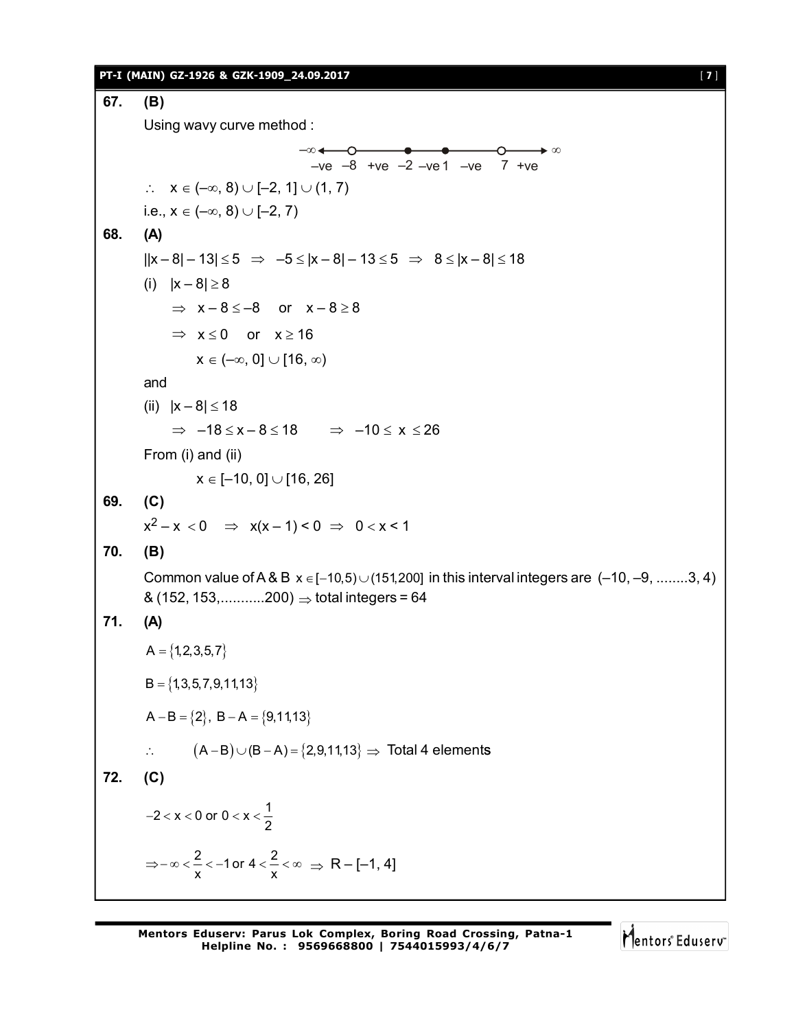**67. (B)**

Using wavy curve method :

$-\infty$ ←—o——●——●——o—→ $\infty$

–ve  –8  +ve  –2  –ve 1  –ve  7  +ve

$\therefore \quad x \in (-\infty, 8) \cup [-2, 1] \cup (1, 7)$

i.e., $x \in (-\infty, 8) \cup [-2, 7)$

**68. (A)**

$||x-8|-13| \le 5 \;\Rightarrow\; -5 \le |x-8| - 13 \le 5 \;\Rightarrow\; 8 \le |x-8| \le 18$

(i) $|x-8| \ge 8$

$\Rightarrow \; x - 8 \le -8 \quad \text{or} \quad x - 8 \ge 8$

$\Rightarrow \; x \le 0 \quad \text{or} \quad x \ge 16$

$x \in (-\infty, 0] \cup [16, \infty)$

and

(ii) $|x-8| \le 18$

$\Rightarrow \; -18 \le x - 8 \le 18 \qquad \Rightarrow \; -10 \le x \le 26$

From (i) and (ii)

$x \in [-10, 0] \cup [16, 26]$

**69. (C)**

$x^2 - x < 0 \;\Rightarrow\; x(x-1) < 0 \;\Rightarrow\; 0 < x < 1$

**70. (B)**

Common value of A & B $x \in [-10, 5) \cup (151, 200]$ in this interval integers are $(-10, -9, \ldots\ldots 3, 4)$ & $(152, 153, \ldots\ldots\ldots 200) \Rightarrow$ total integers = 64

**71. (A)**

$A = \{1, 2, 3, 5, 7\}$

$B = \{1, 3, 5, 7, 9, 11, 13\}$

$A - B = \{2\}, \; B - A = \{9, 11, 13\}$

$\therefore \qquad (A - B) \cup (B - A) = \{2, 9, 11, 13\} \Rightarrow$ Total 4 elements

**72. (C)**

$-2 < x < 0 \text{ or } 0 < x < \dfrac{1}{2}$

$\Rightarrow -\infty < \dfrac{2}{x} < -1 \text{ or } 4 < \dfrac{2}{x} < \infty \;\Rightarrow\; R - [-1, 4]$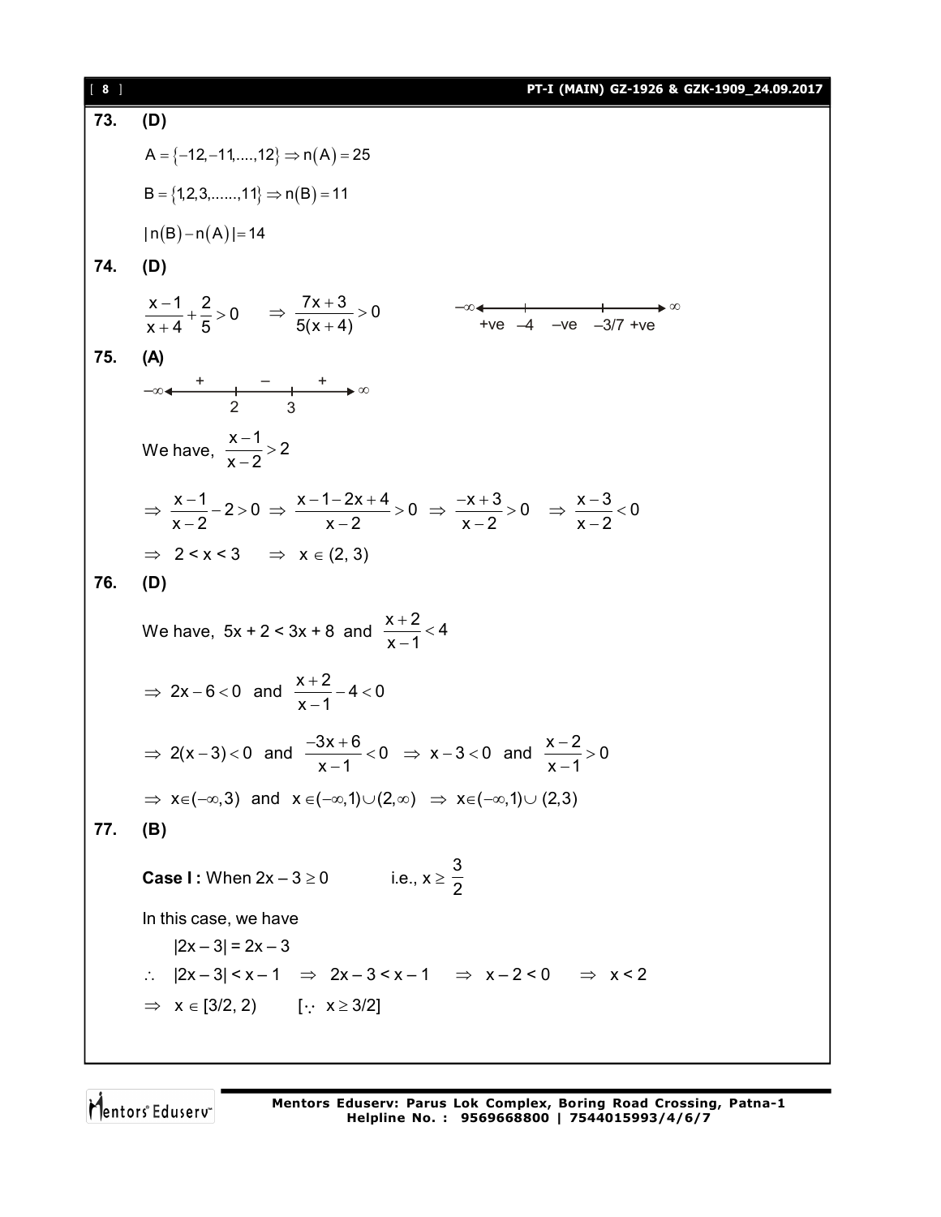**73.** **(D)**

$A = \{-12, -11, ...., 12\} \Rightarrow n(A) = 25$

$B = \{1, 2, 3, ......, 11\} \Rightarrow n(B) = 11$

$|n(B) - n(A)| = 14$

**74.** **(D)**

$\dfrac{x-1}{x+4} + \dfrac{2}{5} > 0 \quad \Rightarrow \dfrac{7x+3}{5(x+4)} > 0$

$-\infty$ +ve $-4$ –ve $-3/7$ +ve $\infty$

**75.** **(A)**

$-\infty$ + $2$ – $3$ + $\infty$

We have, $\dfrac{x-1}{x-2} > 2$

$\Rightarrow \dfrac{x-1}{x-2} - 2 > 0 \Rightarrow \dfrac{x-1-2x+4}{x-2} > 0 \Rightarrow \dfrac{-x+3}{x-2} > 0 \quad \Rightarrow \dfrac{x-3}{x-2} < 0$

$\Rightarrow \; 2 < x < 3 \quad \Rightarrow \; x \in (2, 3)$

**76.** **(D)**

We have, $5x + 2 < 3x + 8$ and $\dfrac{x+2}{x-1} < 4$

$\Rightarrow 2x - 6 < 0$ and $\dfrac{x+2}{x-1} - 4 < 0$

$\Rightarrow 2(x-3) < 0$ and $\dfrac{-3x+6}{x-1} < 0 \Rightarrow x - 3 < 0$ and $\dfrac{x-2}{x-1} > 0$

$\Rightarrow x \in (-\infty, 3)$ and $x \in (-\infty, 1) \cup (2, \infty) \Rightarrow x \in (-\infty, 1) \cup (2, 3)$

**77.** **(B)**

**Case I :** When $2x - 3 \geq 0$ i.e., $x \geq \dfrac{3}{2}$

In this case, we have

$|2x - 3| = 2x - 3$

$\therefore \; |2x - 3| < x - 1 \Rightarrow 2x - 3 < x - 1 \Rightarrow x - 2 < 0 \Rightarrow x < 2$

$\Rightarrow x \in [3/2, 2) \qquad [\because \; x \geq 3/2]$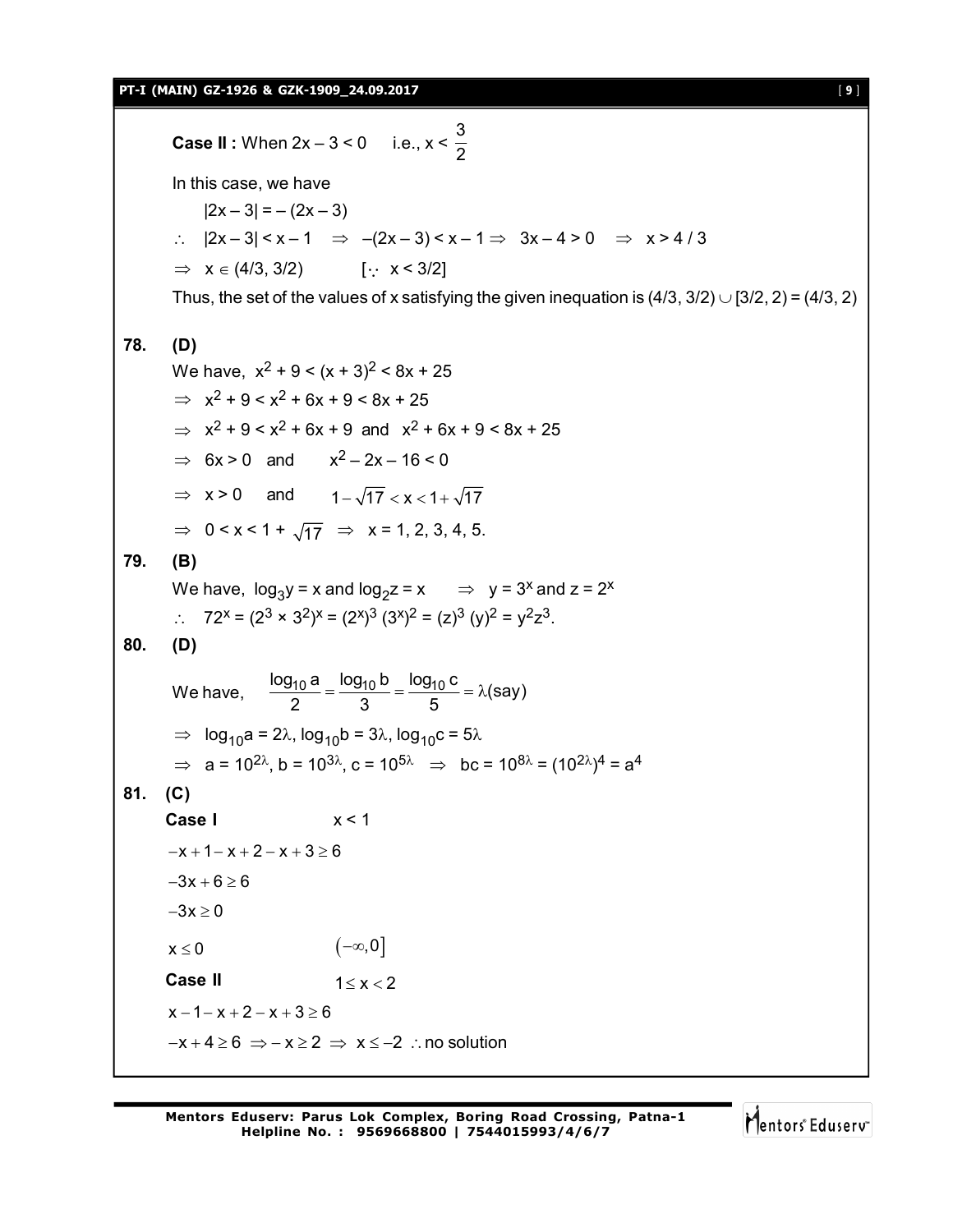**Case II :** When $2x - 3 < 0$ i.e., $x < \frac{3}{2}$

In this case, we have

$|2x - 3| = -(2x - 3)$

$\therefore$ $|2x - 3| < x - 1 \Rightarrow -(2x - 3) < x - 1 \Rightarrow 3x - 4 > 0 \Rightarrow x > 4/3$

$\Rightarrow x \in (4/3, 3/2)$ $[\because x < 3/2]$

Thus, the set of the values of x satisfying the given inequation is $(4/3, 3/2) \cup [3/2, 2) = (4/3, 2)$

**78. (D)**

We have, $x^2 + 9 < (x + 3)^2 < 8x + 25$

$\Rightarrow x^2 + 9 < x^2 + 6x + 9 < 8x + 25$

$\Rightarrow x^2 + 9 < x^2 + 6x + 9$ and $x^2 + 6x + 9 < 8x + 25$

$\Rightarrow 6x > 0$ and $x^2 - 2x - 16 < 0$

$\Rightarrow x > 0$ and $1 - \sqrt{17} < x < 1 + \sqrt{17}$

$\Rightarrow 0 < x < 1 + \sqrt{17} \Rightarrow x = 1, 2, 3, 4, 5.$

**79. (B)**

We have, $\log_3 y = x$ and $\log_2 z = x \Rightarrow y = 3^x$ and $z = 2^x$

$\therefore$ $72^x = (2^3 \times 3^2)^x = (2^x)^3 (3^x)^2 = (z)^3 (y)^2 = y^2 z^3.$

**80. (D)**

We have, $\frac{\log_{10} a}{2} = \frac{\log_{10} b}{3} = \frac{\log_{10} c}{5} = \lambda(\text{say})$

$\Rightarrow \log_{10} a = 2\lambda, \log_{10} b = 3\lambda, \log_{10} c = 5\lambda$

$\Rightarrow a = 10^{2\lambda}, b = 10^{3\lambda}, c = 10^{5\lambda} \Rightarrow bc = 10^{8\lambda} = (10^{2\lambda})^4 = a^4$

**81. (C)**

**Case I** $x < 1$

$-x + 1 - x + 2 - x + 3 \geq 6$

$-3x + 6 \geq 6$

$-3x \geq 0$

$x \leq 0$ $(-\infty, 0]$

**Case II** $1 \leq x < 2$

$x - 1 - x + 2 - x + 3 \geq 6$

$-x + 4 \geq 6 \Rightarrow -x \geq 2 \Rightarrow x \leq -2 \therefore$ no solution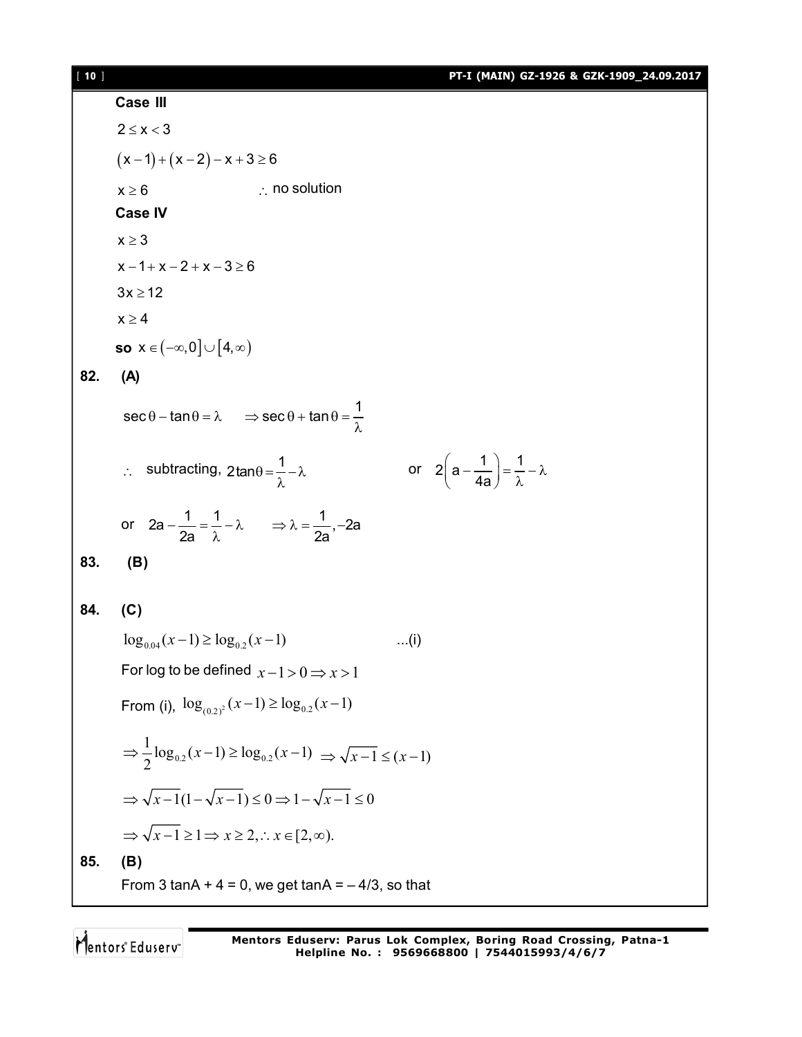**Case III**

$2 \le x < 3$

$(x-1)+(x-2)-x+3 \ge 6$

$x \ge 6$ $\therefore$ no solution

**Case IV**

$x \ge 3$

$x-1+x-2+x-3 \ge 6$

$3x \ge 12$

$x \ge 4$

**so** $x \in (-\infty, 0] \cup [4, \infty)$

**82. (A)**

$\sec\theta - \tan\theta = \lambda \quad \Rightarrow \sec\theta + \tan\theta = \dfrac{1}{\lambda}$

$\therefore$ subtracting, $2\tan\theta = \dfrac{1}{\lambda} - \lambda$ or $2\left(a - \dfrac{1}{4a}\right) = \dfrac{1}{\lambda} - \lambda$

or $2a - \dfrac{1}{2a} = \dfrac{1}{\lambda} - \lambda \quad \Rightarrow \lambda = \dfrac{1}{2a}, -2a$

**83. (B)**

**84. (C)**

$\log_{0.04}(x-1) \ge \log_{0.2}(x-1)$ ...(i)

For log to be defined $x-1>0 \Rightarrow x>1$

From (i), $\log_{(0.2)^2}(x-1) \ge \log_{0.2}(x-1)$

$\Rightarrow \dfrac{1}{2}\log_{0.2}(x-1) \ge \log_{0.2}(x-1) \Rightarrow \sqrt{x-1} \le (x-1)$

$\Rightarrow \sqrt{x-1}(1-\sqrt{x-1}) \le 0 \Rightarrow 1-\sqrt{x-1} \le 0$

$\Rightarrow \sqrt{x-1} \ge 1 \Rightarrow x \ge 2, \therefore x \in [2, \infty).$

**85. (B)**

From 3 tanA + 4 = 0, we get tanA = – 4/3, so that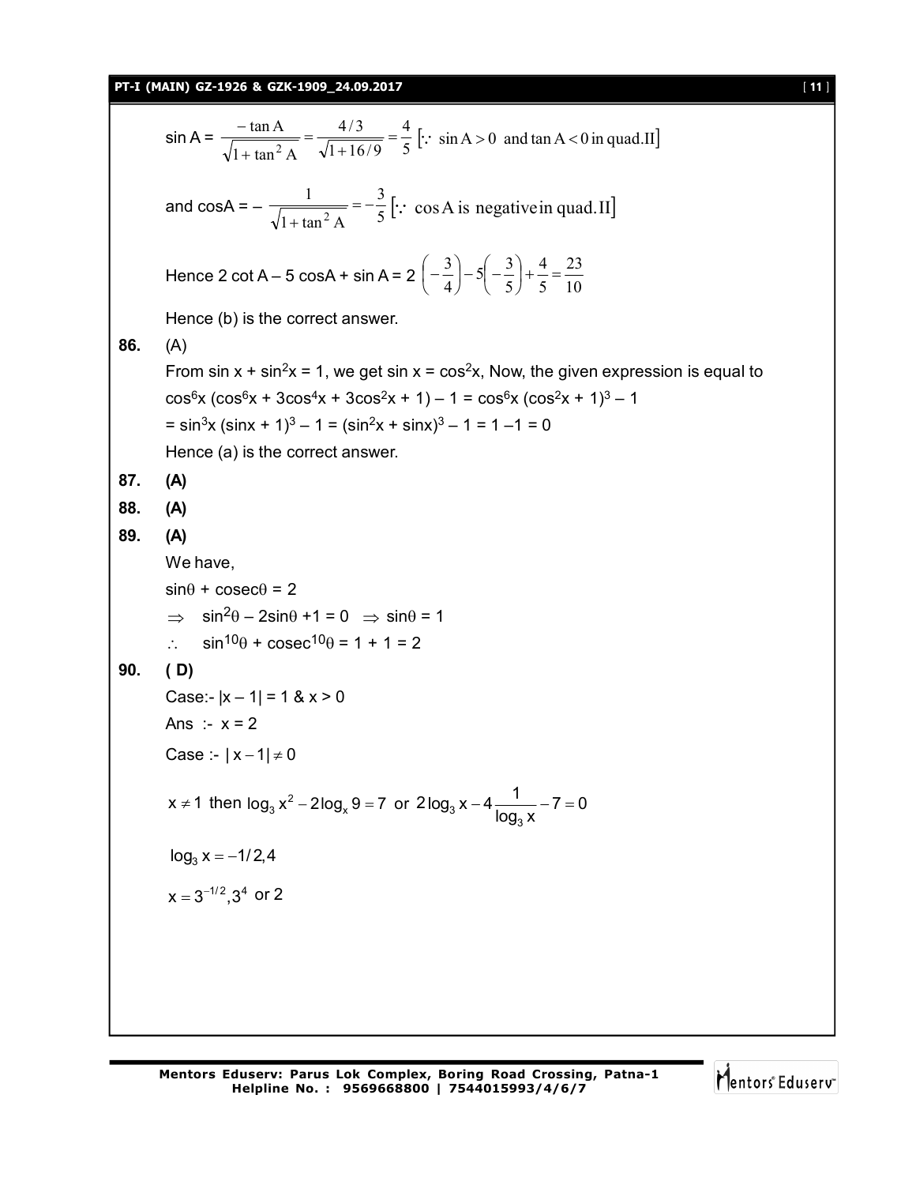sin A = $\frac{-\tan A}{\sqrt{1+\tan^2 A}} = \frac{4/3}{\sqrt{1+16/9}} = \frac{4}{5}$ $[\because \sin A > 0 \text{ and } \tan A < 0 \text{ in quad.II}]$

and cosA = $-\frac{1}{\sqrt{1+\tan^2 A}} = -\frac{3}{5}$ $[\because \cos A \text{ is negative in quad.II}]$

Hence 2 cot A – 5 cosA + sin A = $2\left(-\frac{3}{4}\right) - 5\left(-\frac{3}{5}\right) + \frac{4}{5} = \frac{23}{10}$

Hence (b) is the correct answer.

**86.** (A)

From $\sin x + \sin^2 x = 1$, we get $\sin x = \cos^2 x$, Now, the given expression is equal to

$\cos^6 x(\cos^6 x + 3\cos^4 x + 3\cos^2 x + 1) - 1 = \cos^6 x(\cos^2 x + 1)^3 - 1$

$= \sin^3 x(\sin x + 1)^3 - 1 = (\sin^2 x + \sin x)^3 - 1 = 1 - 1 = 0$

Hence (a) is the correct answer.

**87.** **(A)**

**88.** **(A)**

**89.** **(A)**

We have,

$\sin\theta + \operatorname{cosec}\theta = 2$

$\Rightarrow \sin^2\theta - 2\sin\theta + 1 = 0 \Rightarrow \sin\theta = 1$

$\therefore \sin^{10}\theta + \operatorname{cosec}^{10}\theta = 1 + 1 = 2$

**90.** **( D)**

Case:- $|x - 1| = 1$ & $x > 0$

Ans :- $x = 2$

Case :- $|x - 1| \neq 0$

$x \neq 1$ then $\log_3 x^2 - 2\log_x 9 = 7$ or $2\log_3 x - 4\frac{1}{\log_3 x} - 7 = 0$

$\log_3 x = -1/2, 4$

$x = 3^{-1/2}, 3^4$ or 2